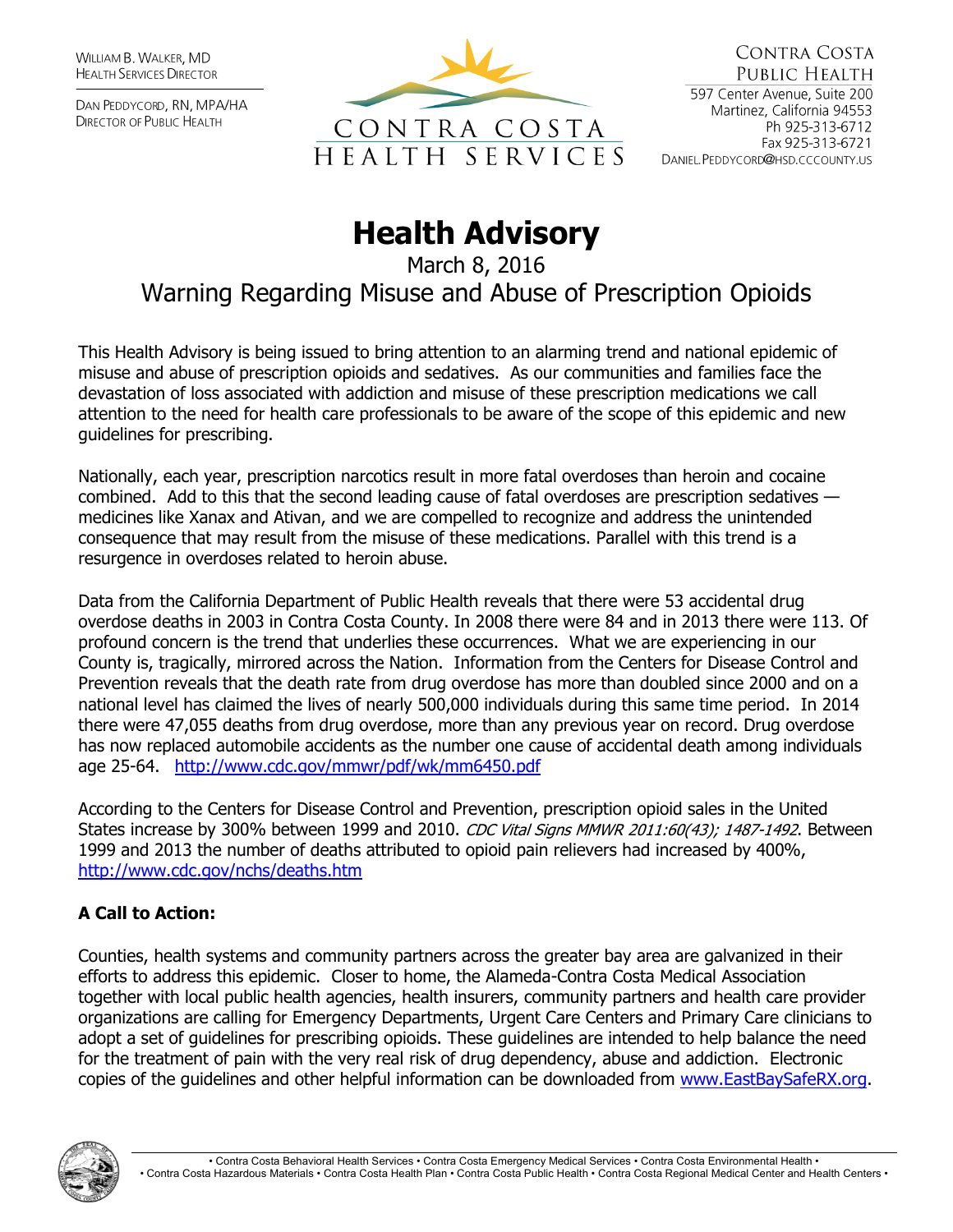WILLIAM B. WALKER, MD
HEALTH SERVICES DIRECTOR

DAN PEDDYCORD, RN, MPA/HA
DIRECTOR OF PUBLIC HEALTH

CONTRA COSTA HEALTH SERVICES

CONTRA COSTA PUBLIC HEALTH
597 Center Avenue, Suite 200
Martinez, California 94553
Ph 925-313-6712
Fax 925-313-6721
DANIEL.PEDDYCORD@HSD.CCCOUNTY.US

# Health Advisory

March 8, 2016

## Warning Regarding Misuse and Abuse of Prescription Opioids

This Health Advisory is being issued to bring attention to an alarming trend and national epidemic of misuse and abuse of prescription opioids and sedatives. As our communities and families face the devastation of loss associated with addiction and misuse of these prescription medications we call attention to the need for health care professionals to be aware of the scope of this epidemic and new guidelines for prescribing.

Nationally, each year, prescription narcotics result in more fatal overdoses than heroin and cocaine combined. Add to this that the second leading cause of fatal overdoses are prescription sedatives — medicines like Xanax and Ativan, and we are compelled to recognize and address the unintended consequence that may result from the misuse of these medications. Parallel with this trend is a resurgence in overdoses related to heroin abuse.

Data from the California Department of Public Health reveals that there were 53 accidental drug overdose deaths in 2003 in Contra Costa County. In 2008 there were 84 and in 2013 there were 113. Of profound concern is the trend that underlies these occurrences. What we are experiencing in our County is, tragically, mirrored across the Nation. Information from the Centers for Disease Control and Prevention reveals that the death rate from drug overdose has more than doubled since 2000 and on a national level has claimed the lives of nearly 500,000 individuals during this same time period. In 2014 there were 47,055 deaths from drug overdose, more than any previous year on record. Drug overdose has now replaced automobile accidents as the number one cause of accidental death among individuals age 25-64. http://www.cdc.gov/mmwr/pdf/wk/mm6450.pdf

According to the Centers for Disease Control and Prevention, prescription opioid sales in the United States increase by 300% between 1999 and 2010. *CDC Vital Signs MMWR 2011:60(43); 1487-1492*. Between 1999 and 2013 the number of deaths attributed to opioid pain relievers had increased by 400%, http://www.cdc.gov/nchs/deaths.htm

**A Call to Action:**

Counties, health systems and community partners across the greater bay area are galvanized in their efforts to address this epidemic. Closer to home, the Alameda-Contra Costa Medical Association together with local public health agencies, health insurers, community partners and health care provider organizations are calling for Emergency Departments, Urgent Care Centers and Primary Care clinicians to adopt a set of guidelines for prescribing opioids. These guidelines are intended to help balance the need for the treatment of pain with the very real risk of drug dependency, abuse and addiction. Electronic copies of the guidelines and other helpful information can be downloaded from www.EastBaySafeRX.org.

• Contra Costa Behavioral Health Services • Contra Costa Emergency Medical Services • Contra Costa Environmental Health •
• Contra Costa Hazardous Materials • Contra Costa Health Plan • Contra Costa Public Health • Contra Costa Regional Medical Center and Health Centers •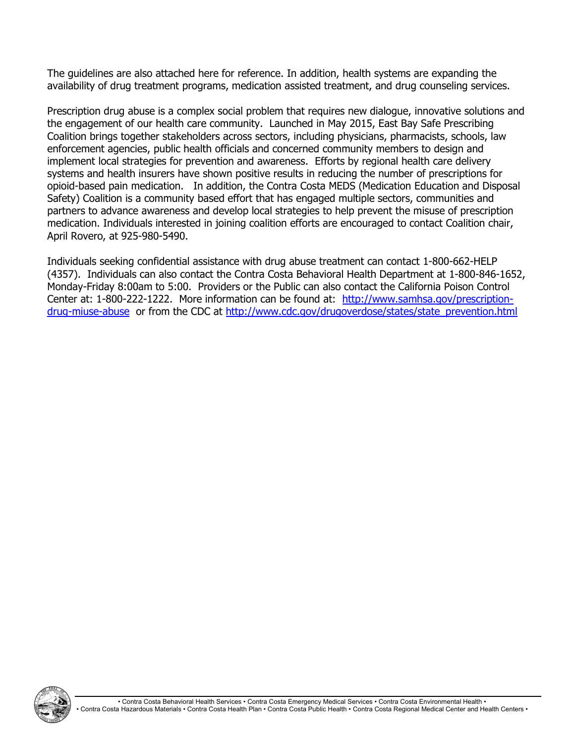The guidelines are also attached here for reference. In addition, health systems are expanding the availability of drug treatment programs, medication assisted treatment, and drug counseling services.

Prescription drug abuse is a complex social problem that requires new dialogue, innovative solutions and the engagement of our health care community. Launched in May 2015, East Bay Safe Prescribing Coalition brings together stakeholders across sectors, including physicians, pharmacists, schools, law enforcement agencies, public health officials and concerned community members to design and implement local strategies for prevention and awareness. Efforts by regional health care delivery systems and health insurers have shown positive results in reducing the number of prescriptions for opioid-based pain medication. In addition, the Contra Costa MEDS (Medication Education and Disposal Safety) Coalition is a community based effort that has engaged multiple sectors, communities and partners to advance awareness and develop local strategies to help prevent the misuse of prescription medication. Individuals interested in joining coalition efforts are encouraged to contact Coalition chair, April Rovero, at 925-980-5490.

Individuals seeking confidential assistance with drug abuse treatment can contact 1-800-662-HELP (4357). Individuals can also contact the Contra Costa Behavioral Health Department at 1-800-846-1652, Monday-Friday 8:00am to 5:00. Providers or the Public can also contact the California Poison Control Center at: 1-800-222-1222. More information can be found at: [http://www.samhsa.gov/prescription-drug-miuse-abuse](http://www.samhsa.gov/prescription-drug-miuse-abuse) or from the CDC at [http://www.cdc.gov/drugoverdose/states/state_prevention.html](http://www.cdc.gov/drugoverdose/states/state_prevention.html)